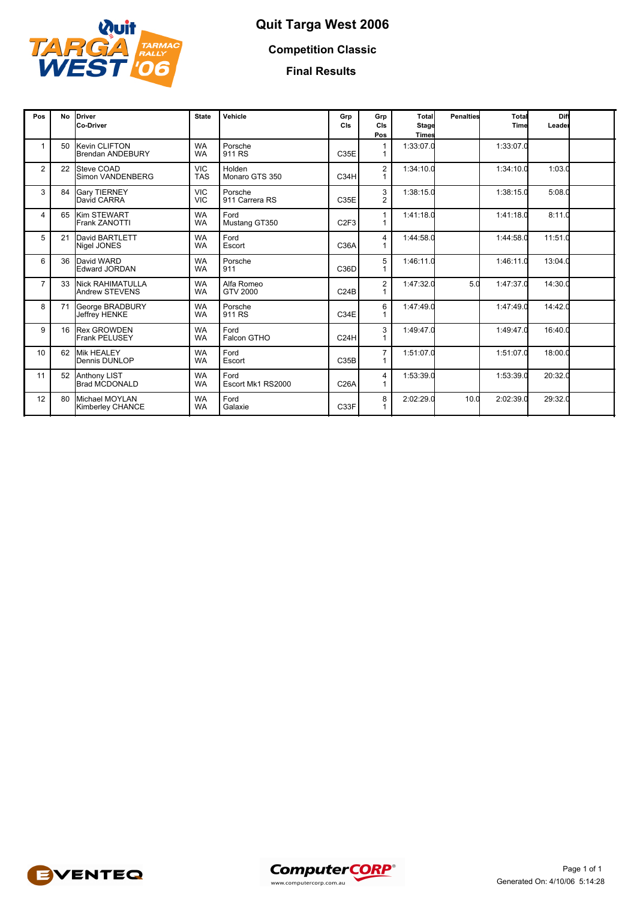# Quit Targa West 2006

## Competition Classic

## Final Results

| Pos | No | Driver<br>Co-Driver | State | Vehicle | Grp Cls | Grp Cls Pos | Total Stage Times | Penalties | Total Time | Diff Leader |
|---|---|---|---|---|---|---|---|---|---|---|
| 1 | 50 | Kevin CLIFTON<br>Brendan ANDEBURY | WA<br>WA | Porsche<br>911 RS | C35E | 1<br>1 | 1:33:07.0 | | 1:33:07.0 | |
| 2 | 22 | Steve COAD<br>Simon VANDENBERG | VIC<br>TAS | Holden<br>Monaro GTS 350 | C34H | 2<br>1 | 1:34:10.0 | | 1:34:10.0 | 1:03.0 |
| 3 | 84 | Gary TIERNEY<br>David CARRA | VIC<br>VIC | Porsche<br>911 Carrera RS | C35E | 3<br>2 | 1:38:15.0 | | 1:38:15.0 | 5:08.0 |
| 4 | 65 | Kim STEWART<br>Frank ZANOTTI | WA<br>WA | Ford<br>Mustang GT350 | C2F3 | 1<br>1 | 1:41:18.0 | | 1:41:18.0 | 8:11.0 |
| 5 | 21 | David BARTLETT<br>Nigel JONES | WA<br>WA | Ford<br>Escort | C36A | 4<br>1 | 1:44:58.0 | | 1:44:58.0 | 11:51.0 |
| 6 | 36 | David WARD<br>Edward JORDAN | WA<br>WA | Porsche<br>911 | C36D | 5<br>1 | 1:46:11.0 | | 1:46:11.0 | 13:04.0 |
| 7 | 33 | Nick RAHIMATULLA<br>Andrew STEVENS | WA<br>WA | Alfa Romeo<br>GTV 2000 | C24B | 2<br>1 | 1:47:32.0 | 5.0 | 1:47:37.0 | 14:30.0 |
| 8 | 71 | George BRADBURY<br>Jeffrey HENKE | WA<br>WA | Porsche<br>911 RS | C34E | 6<br>1 | 1:47:49.0 | | 1:47:49.0 | 14:42.0 |
| 9 | 16 | Rex GROWDEN<br>Frank PELUSEY | WA<br>WA | Ford<br>Falcon GTHO | C24H | 3<br>1 | 1:49:47.0 | | 1:49:47.0 | 16:40.0 |
| 10 | 62 | Mik HEALEY<br>Dennis DUNLOP | WA<br>WA | Ford<br>Escort | C35B | 7<br>1 | 1:51:07.0 | | 1:51:07.0 | 18:00.0 |
| 11 | 52 | Anthony LIST<br>Brad MCDONALD | WA<br>WA | Ford<br>Escort Mk1 RS2000 | C26A | 4<br>1 | 1:53:39.0 | | 1:53:39.0 | 20:32.0 |
| 12 | 80 | Michael MOYLAN<br>Kimberley CHANCE | WA<br>WA | Ford<br>Galaxie | C33F | 8<br>1 | 2:02:29.0 | 10.0 | 2:02:39.0 | 29:32.0 |

Generated On: 4/10/06 5:14:28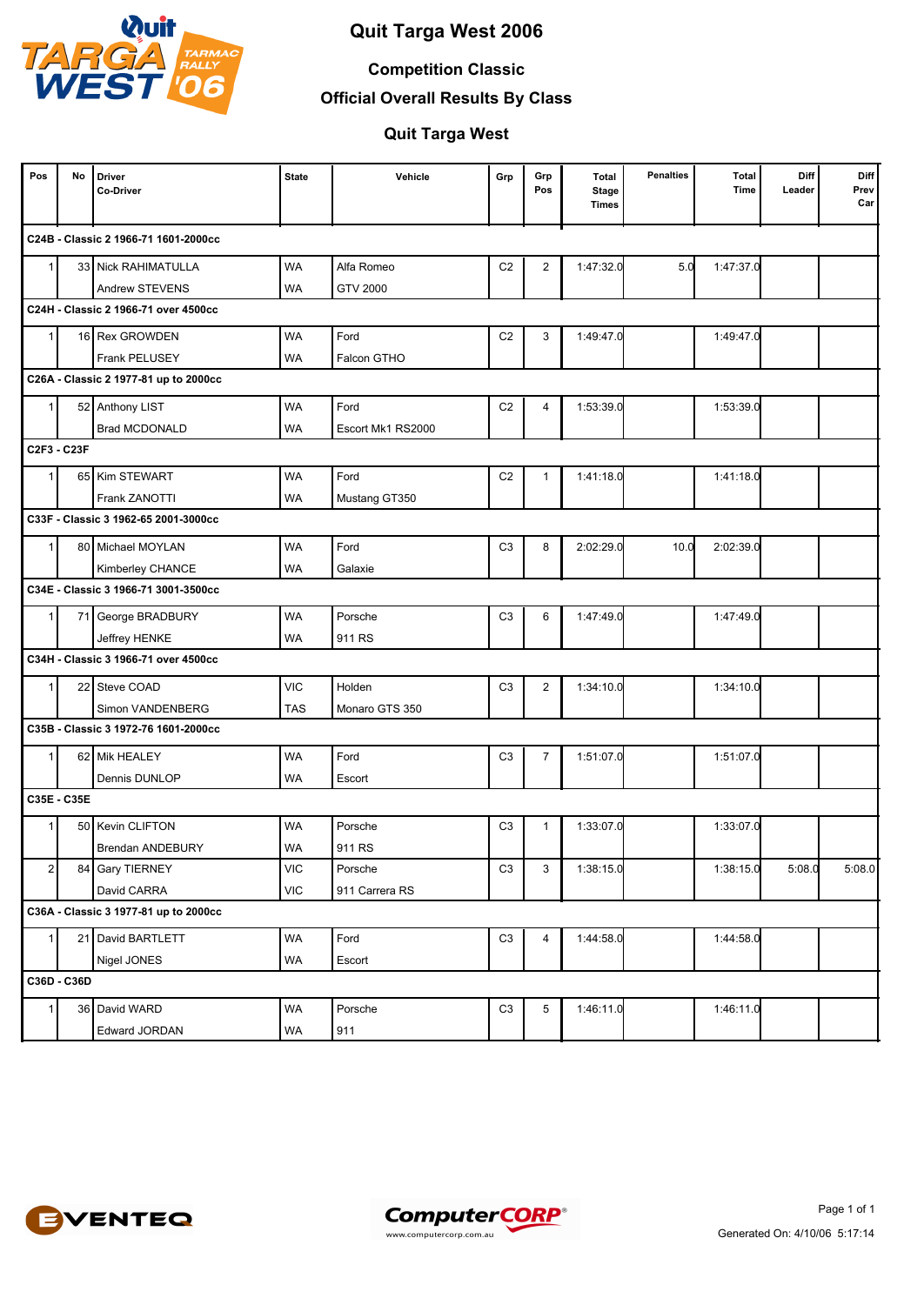# Quit Targa West 2006

## Competition Classic

## Official Overall Results By Class

## Quit Targa West

| Pos | No | Driver<br>Co-Driver | State | Vehicle | Grp | Grp Pos | Total Stage Times | Penalties | Total Time | Diff Leader | Diff Prev Car |
|---|---|---|---|---|---|---|---|---|---|---|---|
| **C24B - Classic 2 1966-71 1601-2000cc** | | | | | | | | | | | |
| 1 | 33 | Nick RAHIMATULLA<br>Andrew STEVENS | WA<br>WA | Alfa Romeo<br>GTV 2000 | C2 | 2 | 1:47:32.0 | 5.0 | 1:47:37.0 | | |
| **C24H - Classic 2 1966-71 over 4500cc** | | | | | | | | | | | |
| 1 | 16 | Rex GROWDEN<br>Frank PELUSEY | WA<br>WA | Ford<br>Falcon GTHO | C2 | 3 | 1:49:47.0 | | 1:49:47.0 | | |
| **C26A - Classic 2 1977-81 up to 2000cc** | | | | | | | | | | | |
| 1 | 52 | Anthony LIST<br>Brad MCDONALD | WA<br>WA | Ford<br>Escort Mk1 RS2000 | C2 | 4 | 1:53:39.0 | | 1:53:39.0 | | |
| **C2F3 - C23F** | | | | | | | | | | | |
| 1 | 65 | Kim STEWART<br>Frank ZANOTTI | WA<br>WA | Ford<br>Mustang GT350 | C2 | 1 | 1:41:18.0 | | 1:41:18.0 | | |
| **C33F - Classic 3 1962-65 2001-3000cc** | | | | | | | | | | | |
| 1 | 80 | Michael MOYLAN<br>Kimberley CHANCE | WA<br>WA | Ford<br>Galaxie | C3 | 8 | 2:02:29.0 | 10.0 | 2:02:39.0 | | |
| **C34E - Classic 3 1966-71 3001-3500cc** | | | | | | | | | | | |
| 1 | 71 | George BRADBURY<br>Jeffrey HENKE | WA<br>WA | Porsche<br>911 RS | C3 | 6 | 1:47:49.0 | | 1:47:49.0 | | |
| **C34H - Classic 3 1966-71 over 4500cc** | | | | | | | | | | | |
| 1 | 22 | Steve COAD<br>Simon VANDENBERG | VIC<br>TAS | Holden<br>Monaro GTS 350 | C3 | 2 | 1:34:10.0 | | 1:34:10.0 | | |
| **C35B - Classic 3 1972-76 1601-2000cc** | | | | | | | | | | | |
| 1 | 62 | Mik HEALEY<br>Dennis DUNLOP | WA<br>WA | Ford<br>Escort | C3 | 7 | 1:51:07.0 | | 1:51:07.0 | | |
| **C35E - C35E** | | | | | | | | | | | |
| 1 | 50 | Kevin CLIFTON<br>Brendan ANDEBURY | WA<br>WA | Porsche<br>911 RS | C3 | 1 | 1:33:07.0 | | 1:33:07.0 | | |
| 2 | 84 | Gary TIERNEY<br>David CARRA | VIC<br>VIC | Porsche<br>911 Carrera RS | C3 | 3 | 1:38:15.0 | | 1:38:15.0 | 5:08.0 | 5:08.0 |
| **C36A - Classic 3 1977-81 up to 2000cc** | | | | | | | | | | | |
| 1 | 21 | David BARTLETT<br>Nigel JONES | WA<br>WA | Ford<br>Escort | C3 | 4 | 1:44:58.0 | | 1:44:58.0 | | |
| **C36D - C36D** | | | | | | | | | | | |
| 1 | 36 | David WARD<br>Edward JORDAN | WA<br>WA | Porsche<br>911 | C3 | 5 | 1:46:11.0 | | 1:46:11.0 | | |

Generated On: 4/10/06 5:17:14